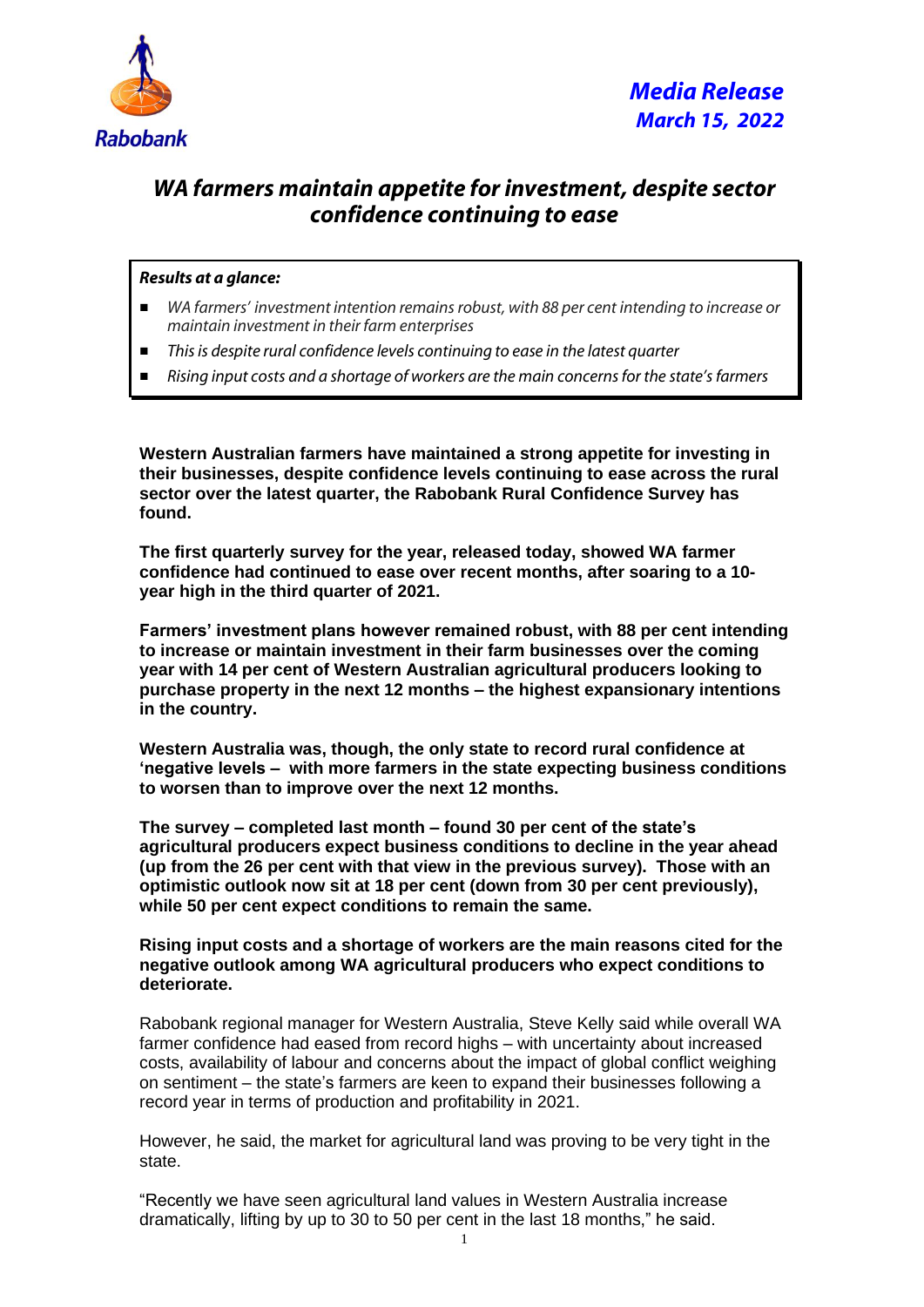Rabobank

*Media Release*
*March 15, 2022*

# *WA farmers maintain appetite for investment, despite sector confidence continuing to ease*

***Results at a glance:***

- *WA farmers' investment intention remains robust, with 88 per cent intending to increase or maintain investment in their farm enterprises*
- *This is despite rural confidence levels continuing to ease in the latest quarter*
- *Rising input costs and a shortage of workers are the main concerns for the state's farmers*

**Western Australian farmers have maintained a strong appetite for investing in their businesses, despite confidence levels continuing to ease across the rural sector over the latest quarter, the Rabobank Rural Confidence Survey has found.**

**The first quarterly survey for the year, released today, showed WA farmer confidence had continued to ease over recent months, after soaring to a 10-year high in the third quarter of 2021.**

**Farmers' investment plans however remained robust, with 88 per cent intending to increase or maintain investment in their farm businesses over the coming year with 14 per cent of Western Australian agricultural producers looking to purchase property in the next 12 months – the highest expansionary intentions in the country.**

**Western Australia was, though, the only state to record rural confidence at 'negative levels – with more farmers in the state expecting business conditions to worsen than to improve over the next 12 months.**

**The survey – completed last month – found 30 per cent of the state's agricultural producers expect business conditions to decline in the year ahead (up from the 26 per cent with that view in the previous survey). Those with an optimistic outlook now sit at 18 per cent (down from 30 per cent previously), while 50 per cent expect conditions to remain the same.**

**Rising input costs and a shortage of workers are the main reasons cited for the negative outlook among WA agricultural producers who expect conditions to deteriorate.**

Rabobank regional manager for Western Australia, Steve Kelly said while overall WA farmer confidence had eased from record highs – with uncertainty about increased costs, availability of labour and concerns about the impact of global conflict weighing on sentiment – the state's farmers are keen to expand their businesses following a record year in terms of production and profitability in 2021.

However, he said, the market for agricultural land was proving to be very tight in the state.

"Recently we have seen agricultural land values in Western Australia increase dramatically, lifting by up to 30 to 50 per cent in the last 18 months," he said.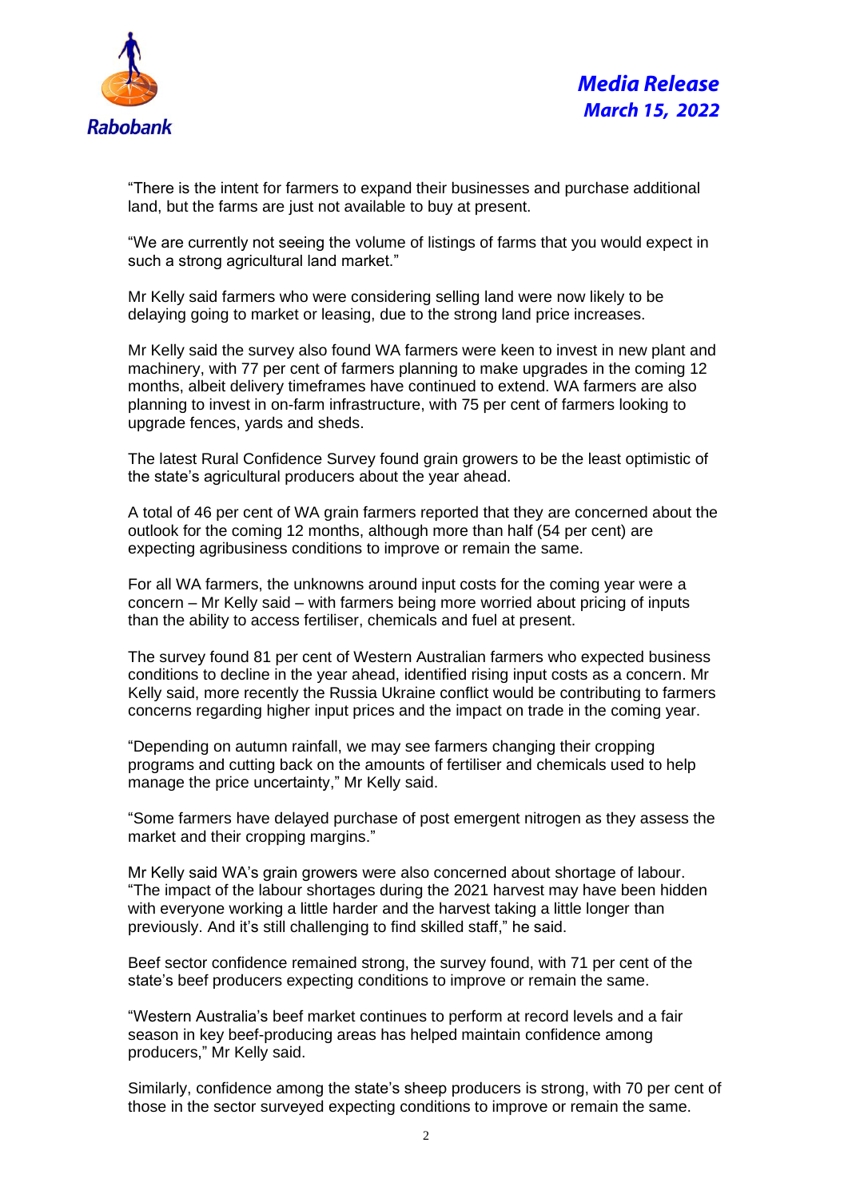"There is the intent for farmers to expand their businesses and purchase additional land, but the farms are just not available to buy at present.

"We are currently not seeing the volume of listings of farms that you would expect in such a strong agricultural land market."

Mr Kelly said farmers who were considering selling land were now likely to be delaying going to market or leasing, due to the strong land price increases.

Mr Kelly said the survey also found WA farmers were keen to invest in new plant and machinery, with 77 per cent of farmers planning to make upgrades in the coming 12 months, albeit delivery timeframes have continued to extend. WA farmers are also planning to invest in on-farm infrastructure, with 75 per cent of farmers looking to upgrade fences, yards and sheds.

The latest Rural Confidence Survey found grain growers to be the least optimistic of the state's agricultural producers about the year ahead.

A total of 46 per cent of WA grain farmers reported that they are concerned about the outlook for the coming 12 months, although more than half (54 per cent) are expecting agribusiness conditions to improve or remain the same.

For all WA farmers, the unknowns around input costs for the coming year were a concern – Mr Kelly said – with farmers being more worried about pricing of inputs than the ability to access fertiliser, chemicals and fuel at present.

The survey found 81 per cent of Western Australian farmers who expected business conditions to decline in the year ahead, identified rising input costs as a concern. Mr Kelly said, more recently the Russia Ukraine conflict would be contributing to farmers concerns regarding higher input prices and the impact on trade in the coming year.

"Depending on autumn rainfall, we may see farmers changing their cropping programs and cutting back on the amounts of fertiliser and chemicals used to help manage the price uncertainty," Mr Kelly said.

"Some farmers have delayed purchase of post emergent nitrogen as they assess the market and their cropping margins."

Mr Kelly said WA's grain growers were also concerned about shortage of labour. "The impact of the labour shortages during the 2021 harvest may have been hidden with everyone working a little harder and the harvest taking a little longer than previously. And it's still challenging to find skilled staff," he said.

Beef sector confidence remained strong, the survey found, with 71 per cent of the state's beef producers expecting conditions to improve or remain the same.

"Western Australia's beef market continues to perform at record levels and a fair season in key beef-producing areas has helped maintain confidence among producers," Mr Kelly said.

Similarly, confidence among the state's sheep producers is strong, with 70 per cent of those in the sector surveyed expecting conditions to improve or remain the same.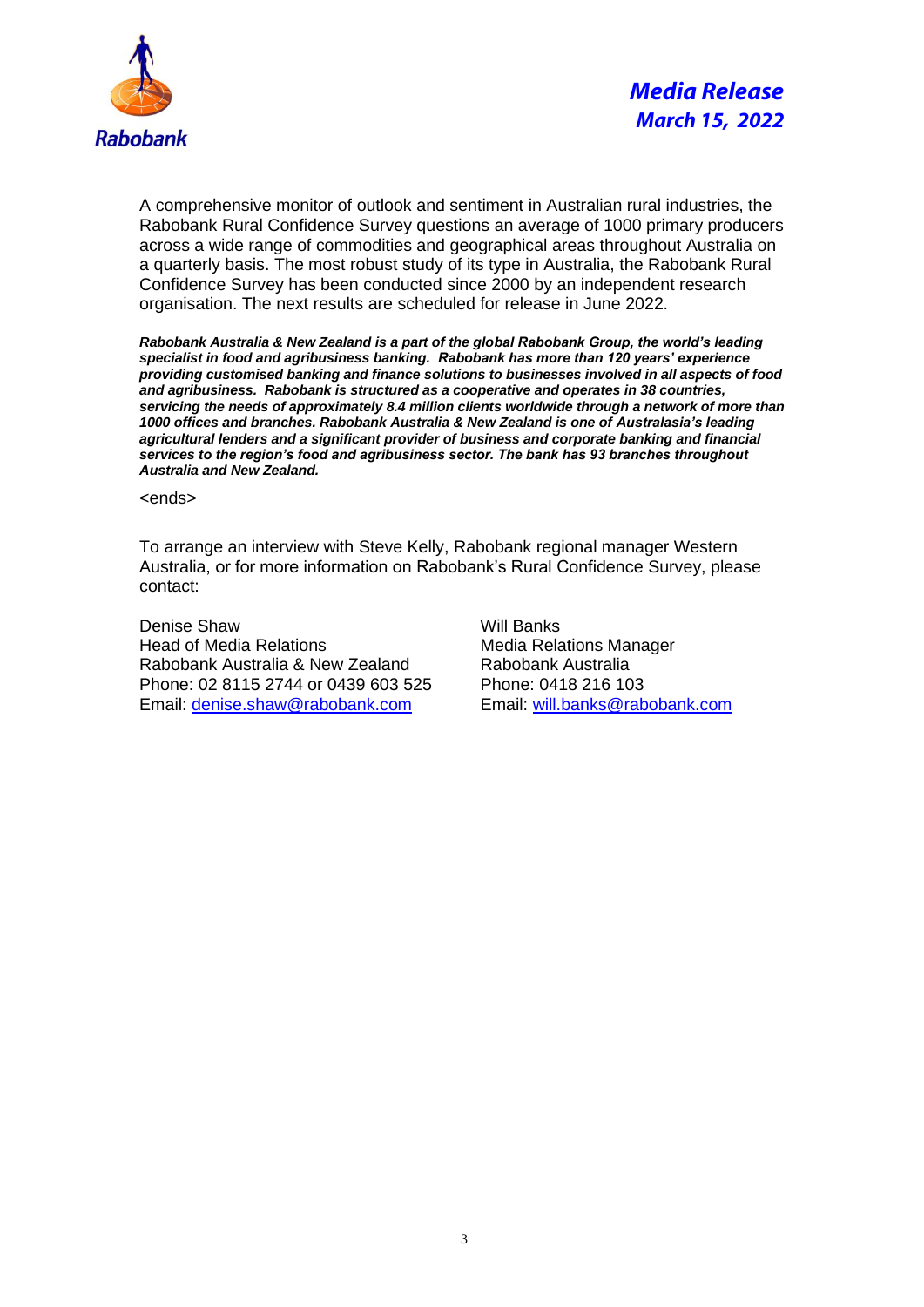*Media Release*
*March 15, 2022*

A comprehensive monitor of outlook and sentiment in Australian rural industries, the Rabobank Rural Confidence Survey questions an average of 1000 primary producers across a wide range of commodities and geographical areas throughout Australia on a quarterly basis. The most robust study of its type in Australia, the Rabobank Rural Confidence Survey has been conducted since 2000 by an independent research organisation. The next results are scheduled for release in June 2022.

***Rabobank Australia & New Zealand is a part of the global Rabobank Group, the world's leading specialist in food and agribusiness banking. Rabobank has more than 120 years' experience providing customised banking and finance solutions to businesses involved in all aspects of food and agribusiness. Rabobank is structured as a cooperative and operates in 38 countries, servicing the needs of approximately 8.4 million clients worldwide through a network of more than 1000 offices and branches. Rabobank Australia & New Zealand is one of Australasia's leading agricultural lenders and a significant provider of business and corporate banking and financial services to the region's food and agribusiness sector. The bank has 93 branches throughout Australia and New Zealand.***

<ends>

To arrange an interview with Steve Kelly, Rabobank regional manager Western Australia, or for more information on Rabobank's Rural Confidence Survey, please contact:

Denise Shaw
Head of Media Relations
Rabobank Australia & New Zealand
Phone: 02 8115 2744 or 0439 603 525
Email: denise.shaw@rabobank.com

Will Banks
Media Relations Manager
Rabobank Australia
Phone: 0418 216 103
Email: will.banks@rabobank.com